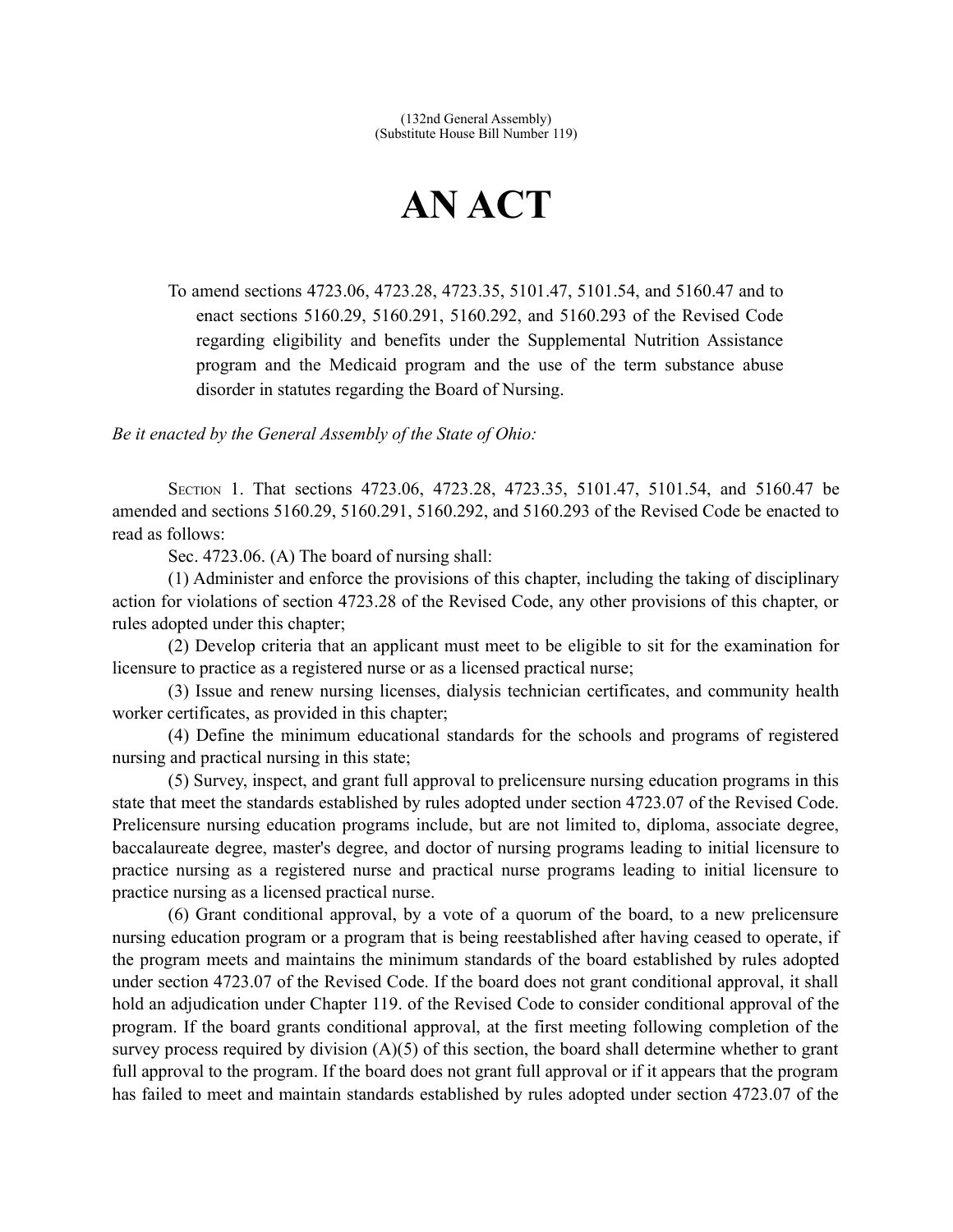(132nd General Assembly)
(Substitute House Bill Number 119)

# AN ACT

To amend sections 4723.06, 4723.28, 4723.35, 5101.47, 5101.54, and 5160.47 and to enact sections 5160.29, 5160.291, 5160.292, and 5160.293 of the Revised Code regarding eligibility and benefits under the Supplemental Nutrition Assistance program and the Medicaid program and the use of the term substance abuse disorder in statutes regarding the Board of Nursing.

*Be it enacted by the General Assembly of the State of Ohio:*

SECTION 1. That sections 4723.06, 4723.28, 4723.35, 5101.47, 5101.54, and 5160.47 be amended and sections 5160.29, 5160.291, 5160.292, and 5160.293 of the Revised Code be enacted to read as follows:

Sec. 4723.06. (A) The board of nursing shall:

(1) Administer and enforce the provisions of this chapter, including the taking of disciplinary action for violations of section 4723.28 of the Revised Code, any other provisions of this chapter, or rules adopted under this chapter;

(2) Develop criteria that an applicant must meet to be eligible to sit for the examination for licensure to practice as a registered nurse or as a licensed practical nurse;

(3) Issue and renew nursing licenses, dialysis technician certificates, and community health worker certificates, as provided in this chapter;

(4) Define the minimum educational standards for the schools and programs of registered nursing and practical nursing in this state;

(5) Survey, inspect, and grant full approval to prelicensure nursing education programs in this state that meet the standards established by rules adopted under section 4723.07 of the Revised Code. Prelicensure nursing education programs include, but are not limited to, diploma, associate degree, baccalaureate degree, master's degree, and doctor of nursing programs leading to initial licensure to practice nursing as a registered nurse and practical nurse programs leading to initial licensure to practice nursing as a licensed practical nurse.

(6) Grant conditional approval, by a vote of a quorum of the board, to a new prelicensure nursing education program or a program that is being reestablished after having ceased to operate, if the program meets and maintains the minimum standards of the board established by rules adopted under section 4723.07 of the Revised Code. If the board does not grant conditional approval, it shall hold an adjudication under Chapter 119. of the Revised Code to consider conditional approval of the program. If the board grants conditional approval, at the first meeting following completion of the survey process required by division (A)(5) of this section, the board shall determine whether to grant full approval to the program. If the board does not grant full approval or if it appears that the program has failed to meet and maintain standards established by rules adopted under section 4723.07 of the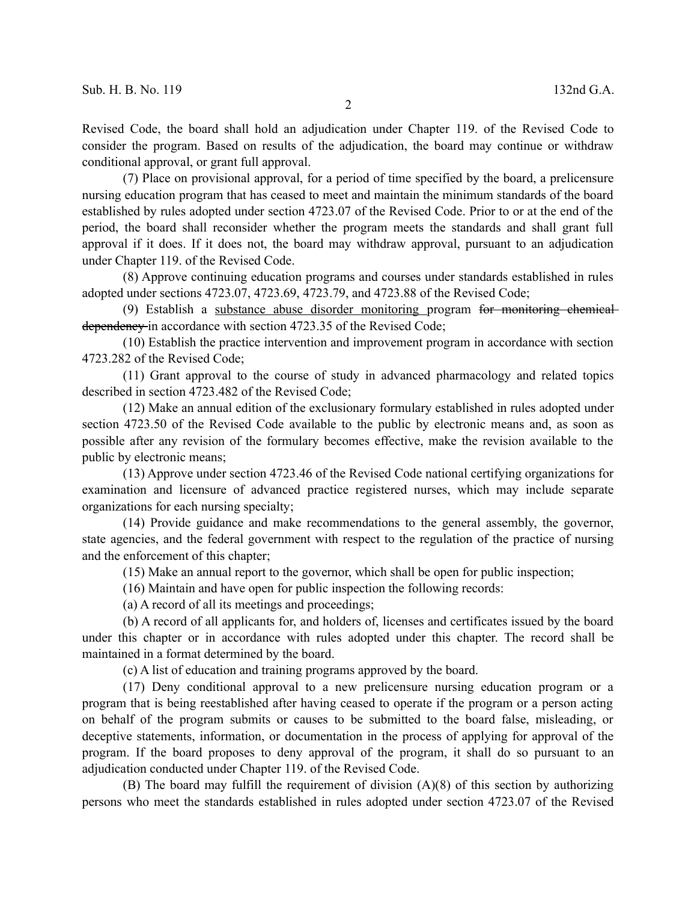Revised Code, the board shall hold an adjudication under Chapter 119. of the Revised Code to consider the program. Based on results of the adjudication, the board may continue or withdraw conditional approval, or grant full approval.

(7) Place on provisional approval, for a period of time specified by the board, a prelicensure nursing education program that has ceased to meet and maintain the minimum standards of the board established by rules adopted under section 4723.07 of the Revised Code. Prior to or at the end of the period, the board shall reconsider whether the program meets the standards and shall grant full approval if it does. If it does not, the board may withdraw approval, pursuant to an adjudication under Chapter 119. of the Revised Code.

(8) Approve continuing education programs and courses under standards established in rules adopted under sections 4723.07, 4723.69, 4723.79, and 4723.88 of the Revised Code;

(9) Establish a <u>substance abuse disorder monitoring</u> program ~~for monitoring chemical dependency~~ in accordance with section 4723.35 of the Revised Code;

(10) Establish the practice intervention and improvement program in accordance with section 4723.282 of the Revised Code;

(11) Grant approval to the course of study in advanced pharmacology and related topics described in section 4723.482 of the Revised Code;

(12) Make an annual edition of the exclusionary formulary established in rules adopted under section 4723.50 of the Revised Code available to the public by electronic means and, as soon as possible after any revision of the formulary becomes effective, make the revision available to the public by electronic means;

(13) Approve under section 4723.46 of the Revised Code national certifying organizations for examination and licensure of advanced practice registered nurses, which may include separate organizations for each nursing specialty;

(14) Provide guidance and make recommendations to the general assembly, the governor, state agencies, and the federal government with respect to the regulation of the practice of nursing and the enforcement of this chapter;

(15) Make an annual report to the governor, which shall be open for public inspection;

(16) Maintain and have open for public inspection the following records:

(a) A record of all its meetings and proceedings;

(b) A record of all applicants for, and holders of, licenses and certificates issued by the board under this chapter or in accordance with rules adopted under this chapter. The record shall be maintained in a format determined by the board.

(c) A list of education and training programs approved by the board.

(17) Deny conditional approval to a new prelicensure nursing education program or a program that is being reestablished after having ceased to operate if the program or a person acting on behalf of the program submits or causes to be submitted to the board false, misleading, or deceptive statements, information, or documentation in the process of applying for approval of the program. If the board proposes to deny approval of the program, it shall do so pursuant to an adjudication conducted under Chapter 119. of the Revised Code.

(B) The board may fulfill the requirement of division (A)(8) of this section by authorizing persons who meet the standards established in rules adopted under section 4723.07 of the Revised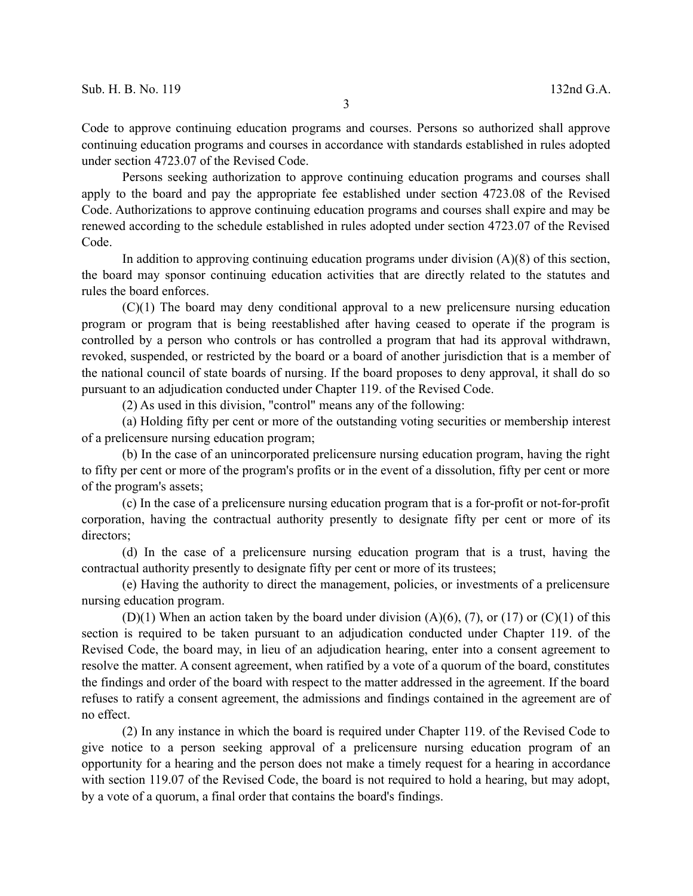Code to approve continuing education programs and courses. Persons so authorized shall approve continuing education programs and courses in accordance with standards established in rules adopted under section 4723.07 of the Revised Code.

Persons seeking authorization to approve continuing education programs and courses shall apply to the board and pay the appropriate fee established under section 4723.08 of the Revised Code. Authorizations to approve continuing education programs and courses shall expire and may be renewed according to the schedule established in rules adopted under section 4723.07 of the Revised Code.

In addition to approving continuing education programs under division (A)(8) of this section, the board may sponsor continuing education activities that are directly related to the statutes and rules the board enforces.

(C)(1) The board may deny conditional approval to a new prelicensure nursing education program or program that is being reestablished after having ceased to operate if the program is controlled by a person who controls or has controlled a program that had its approval withdrawn, revoked, suspended, or restricted by the board or a board of another jurisdiction that is a member of the national council of state boards of nursing. If the board proposes to deny approval, it shall do so pursuant to an adjudication conducted under Chapter 119. of the Revised Code.

(2) As used in this division, "control" means any of the following:

(a) Holding fifty per cent or more of the outstanding voting securities or membership interest of a prelicensure nursing education program;

(b) In the case of an unincorporated prelicensure nursing education program, having the right to fifty per cent or more of the program's profits or in the event of a dissolution, fifty per cent or more of the program's assets;

(c) In the case of a prelicensure nursing education program that is a for-profit or not-for-profit corporation, having the contractual authority presently to designate fifty per cent or more of its directors;

(d) In the case of a prelicensure nursing education program that is a trust, having the contractual authority presently to designate fifty per cent or more of its trustees;

(e) Having the authority to direct the management, policies, or investments of a prelicensure nursing education program.

(D)(1) When an action taken by the board under division (A)(6), (7), or (17) or (C)(1) of this section is required to be taken pursuant to an adjudication conducted under Chapter 119. of the Revised Code, the board may, in lieu of an adjudication hearing, enter into a consent agreement to resolve the matter. A consent agreement, when ratified by a vote of a quorum of the board, constitutes the findings and order of the board with respect to the matter addressed in the agreement. If the board refuses to ratify a consent agreement, the admissions and findings contained in the agreement are of no effect.

(2) In any instance in which the board is required under Chapter 119. of the Revised Code to give notice to a person seeking approval of a prelicensure nursing education program of an opportunity for a hearing and the person does not make a timely request for a hearing in accordance with section 119.07 of the Revised Code, the board is not required to hold a hearing, but may adopt, by a vote of a quorum, a final order that contains the board's findings.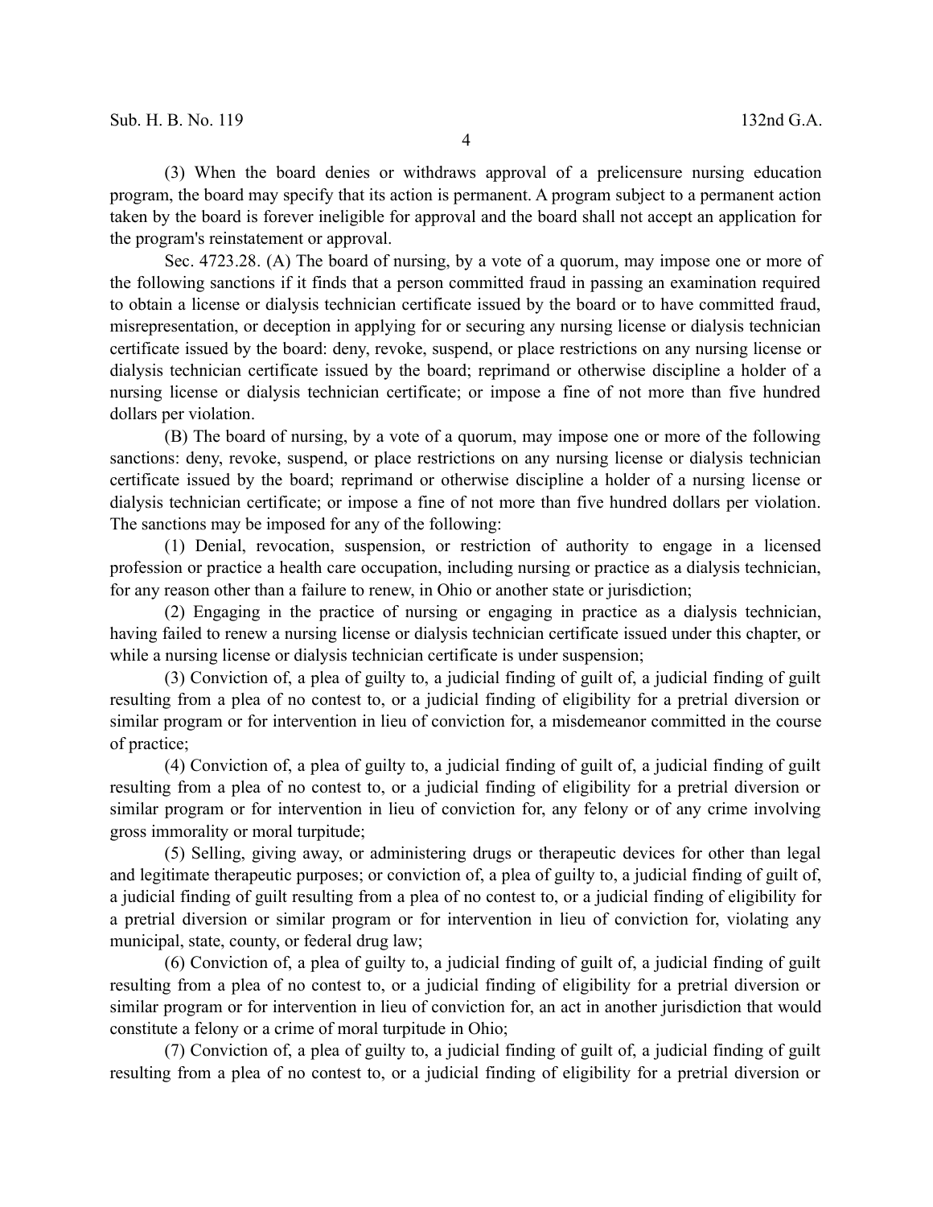(3) When the board denies or withdraws approval of a prelicensure nursing education program, the board may specify that its action is permanent. A program subject to a permanent action taken by the board is forever ineligible for approval and the board shall not accept an application for the program's reinstatement or approval.

Sec. 4723.28. (A) The board of nursing, by a vote of a quorum, may impose one or more of the following sanctions if it finds that a person committed fraud in passing an examination required to obtain a license or dialysis technician certificate issued by the board or to have committed fraud, misrepresentation, or deception in applying for or securing any nursing license or dialysis technician certificate issued by the board: deny, revoke, suspend, or place restrictions on any nursing license or dialysis technician certificate issued by the board; reprimand or otherwise discipline a holder of a nursing license or dialysis technician certificate; or impose a fine of not more than five hundred dollars per violation.

(B) The board of nursing, by a vote of a quorum, may impose one or more of the following sanctions: deny, revoke, suspend, or place restrictions on any nursing license or dialysis technician certificate issued by the board; reprimand or otherwise discipline a holder of a nursing license or dialysis technician certificate; or impose a fine of not more than five hundred dollars per violation. The sanctions may be imposed for any of the following:

(1) Denial, revocation, suspension, or restriction of authority to engage in a licensed profession or practice a health care occupation, including nursing or practice as a dialysis technician, for any reason other than a failure to renew, in Ohio or another state or jurisdiction;

(2) Engaging in the practice of nursing or engaging in practice as a dialysis technician, having failed to renew a nursing license or dialysis technician certificate issued under this chapter, or while a nursing license or dialysis technician certificate is under suspension;

(3) Conviction of, a plea of guilty to, a judicial finding of guilt of, a judicial finding of guilt resulting from a plea of no contest to, or a judicial finding of eligibility for a pretrial diversion or similar program or for intervention in lieu of conviction for, a misdemeanor committed in the course of practice;

(4) Conviction of, a plea of guilty to, a judicial finding of guilt of, a judicial finding of guilt resulting from a plea of no contest to, or a judicial finding of eligibility for a pretrial diversion or similar program or for intervention in lieu of conviction for, any felony or of any crime involving gross immorality or moral turpitude;

(5) Selling, giving away, or administering drugs or therapeutic devices for other than legal and legitimate therapeutic purposes; or conviction of, a plea of guilty to, a judicial finding of guilt of, a judicial finding of guilt resulting from a plea of no contest to, or a judicial finding of eligibility for a pretrial diversion or similar program or for intervention in lieu of conviction for, violating any municipal, state, county, or federal drug law;

(6) Conviction of, a plea of guilty to, a judicial finding of guilt of, a judicial finding of guilt resulting from a plea of no contest to, or a judicial finding of eligibility for a pretrial diversion or similar program or for intervention in lieu of conviction for, an act in another jurisdiction that would constitute a felony or a crime of moral turpitude in Ohio;

(7) Conviction of, a plea of guilty to, a judicial finding of guilt of, a judicial finding of guilt resulting from a plea of no contest to, or a judicial finding of eligibility for a pretrial diversion or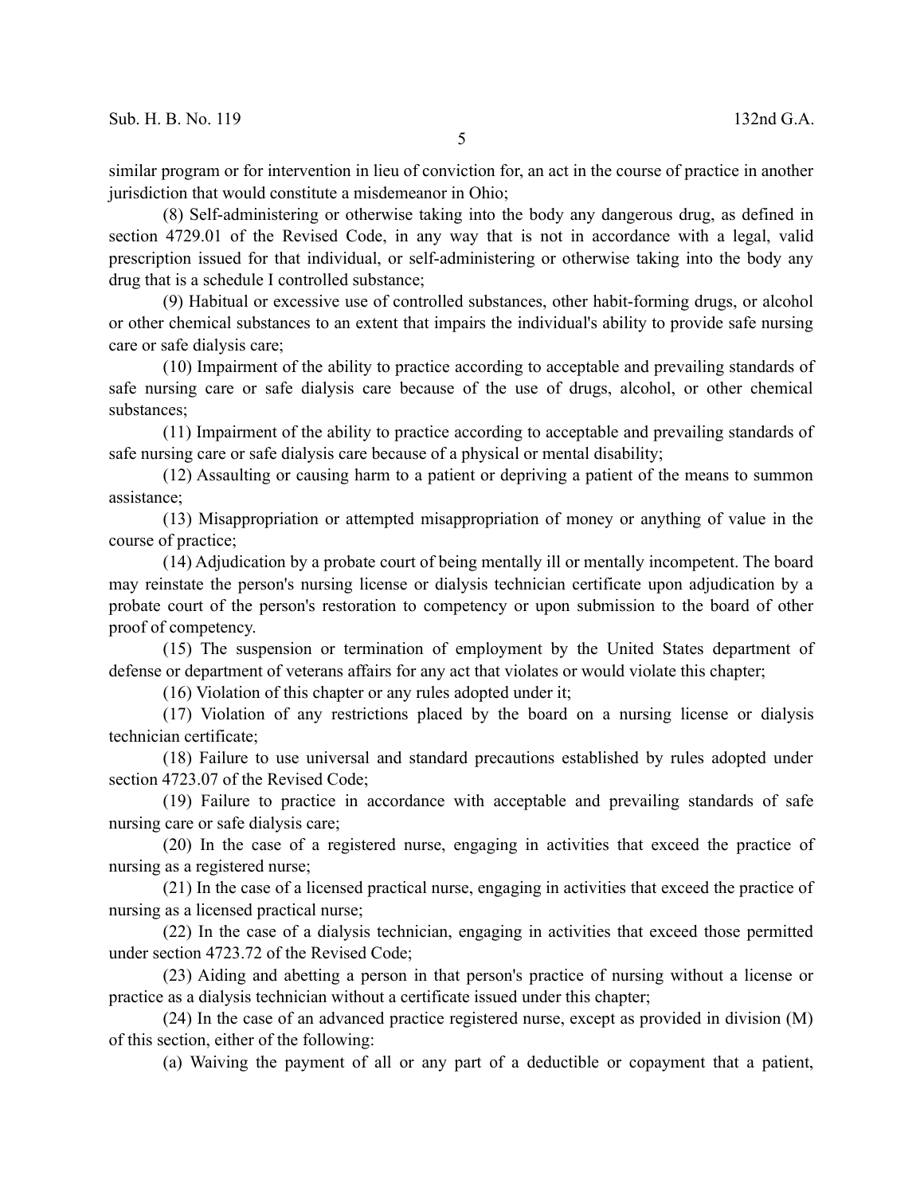similar program or for intervention in lieu of conviction for, an act in the course of practice in another jurisdiction that would constitute a misdemeanor in Ohio;

(8) Self-administering or otherwise taking into the body any dangerous drug, as defined in section 4729.01 of the Revised Code, in any way that is not in accordance with a legal, valid prescription issued for that individual, or self-administering or otherwise taking into the body any drug that is a schedule I controlled substance;

(9) Habitual or excessive use of controlled substances, other habit-forming drugs, or alcohol or other chemical substances to an extent that impairs the individual's ability to provide safe nursing care or safe dialysis care;

(10) Impairment of the ability to practice according to acceptable and prevailing standards of safe nursing care or safe dialysis care because of the use of drugs, alcohol, or other chemical substances;

(11) Impairment of the ability to practice according to acceptable and prevailing standards of safe nursing care or safe dialysis care because of a physical or mental disability;

(12) Assaulting or causing harm to a patient or depriving a patient of the means to summon assistance;

(13) Misappropriation or attempted misappropriation of money or anything of value in the course of practice;

(14) Adjudication by a probate court of being mentally ill or mentally incompetent. The board may reinstate the person's nursing license or dialysis technician certificate upon adjudication by a probate court of the person's restoration to competency or upon submission to the board of other proof of competency.

(15) The suspension or termination of employment by the United States department of defense or department of veterans affairs for any act that violates or would violate this chapter;

(16) Violation of this chapter or any rules adopted under it;

(17) Violation of any restrictions placed by the board on a nursing license or dialysis technician certificate;

(18) Failure to use universal and standard precautions established by rules adopted under section 4723.07 of the Revised Code;

(19) Failure to practice in accordance with acceptable and prevailing standards of safe nursing care or safe dialysis care;

(20) In the case of a registered nurse, engaging in activities that exceed the practice of nursing as a registered nurse;

(21) In the case of a licensed practical nurse, engaging in activities that exceed the practice of nursing as a licensed practical nurse;

(22) In the case of a dialysis technician, engaging in activities that exceed those permitted under section 4723.72 of the Revised Code;

(23) Aiding and abetting a person in that person's practice of nursing without a license or practice as a dialysis technician without a certificate issued under this chapter;

(24) In the case of an advanced practice registered nurse, except as provided in division (M) of this section, either of the following:

(a) Waiving the payment of all or any part of a deductible or copayment that a patient,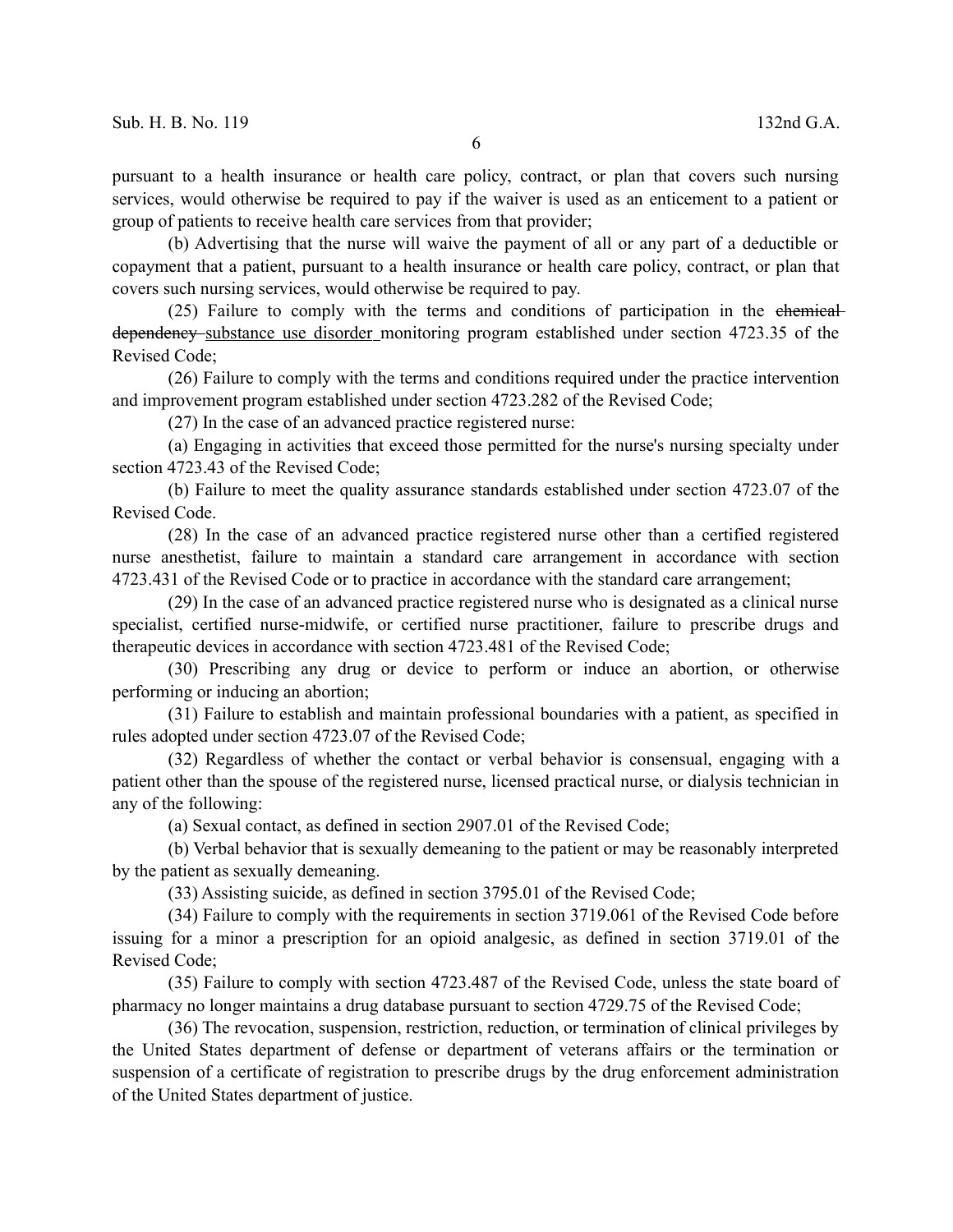pursuant to a health insurance or health care policy, contract, or plan that covers such nursing services, would otherwise be required to pay if the waiver is used as an enticement to a patient or group of patients to receive health care services from that provider;

(b) Advertising that the nurse will waive the payment of all or any part of a deductible or copayment that a patient, pursuant to a health insurance or health care policy, contract, or plan that covers such nursing services, would otherwise be required to pay.

(25) Failure to comply with the terms and conditions of participation in the ~~chemical dependency~~ substance use disorder monitoring program established under section 4723.35 of the Revised Code;

(26) Failure to comply with the terms and conditions required under the practice intervention and improvement program established under section 4723.282 of the Revised Code;

(27) In the case of an advanced practice registered nurse:

(a) Engaging in activities that exceed those permitted for the nurse's nursing specialty under section 4723.43 of the Revised Code;

(b) Failure to meet the quality assurance standards established under section 4723.07 of the Revised Code.

(28) In the case of an advanced practice registered nurse other than a certified registered nurse anesthetist, failure to maintain a standard care arrangement in accordance with section 4723.431 of the Revised Code or to practice in accordance with the standard care arrangement;

(29) In the case of an advanced practice registered nurse who is designated as a clinical nurse specialist, certified nurse-midwife, or certified nurse practitioner, failure to prescribe drugs and therapeutic devices in accordance with section 4723.481 of the Revised Code;

(30) Prescribing any drug or device to perform or induce an abortion, or otherwise performing or inducing an abortion;

(31) Failure to establish and maintain professional boundaries with a patient, as specified in rules adopted under section 4723.07 of the Revised Code;

(32) Regardless of whether the contact or verbal behavior is consensual, engaging with a patient other than the spouse of the registered nurse, licensed practical nurse, or dialysis technician in any of the following:

(a) Sexual contact, as defined in section 2907.01 of the Revised Code;

(b) Verbal behavior that is sexually demeaning to the patient or may be reasonably interpreted by the patient as sexually demeaning.

(33) Assisting suicide, as defined in section 3795.01 of the Revised Code;

(34) Failure to comply with the requirements in section 3719.061 of the Revised Code before issuing for a minor a prescription for an opioid analgesic, as defined in section 3719.01 of the Revised Code;

(35) Failure to comply with section 4723.487 of the Revised Code, unless the state board of pharmacy no longer maintains a drug database pursuant to section 4729.75 of the Revised Code;

(36) The revocation, suspension, restriction, reduction, or termination of clinical privileges by the United States department of defense or department of veterans affairs or the termination or suspension of a certificate of registration to prescribe drugs by the drug enforcement administration of the United States department of justice.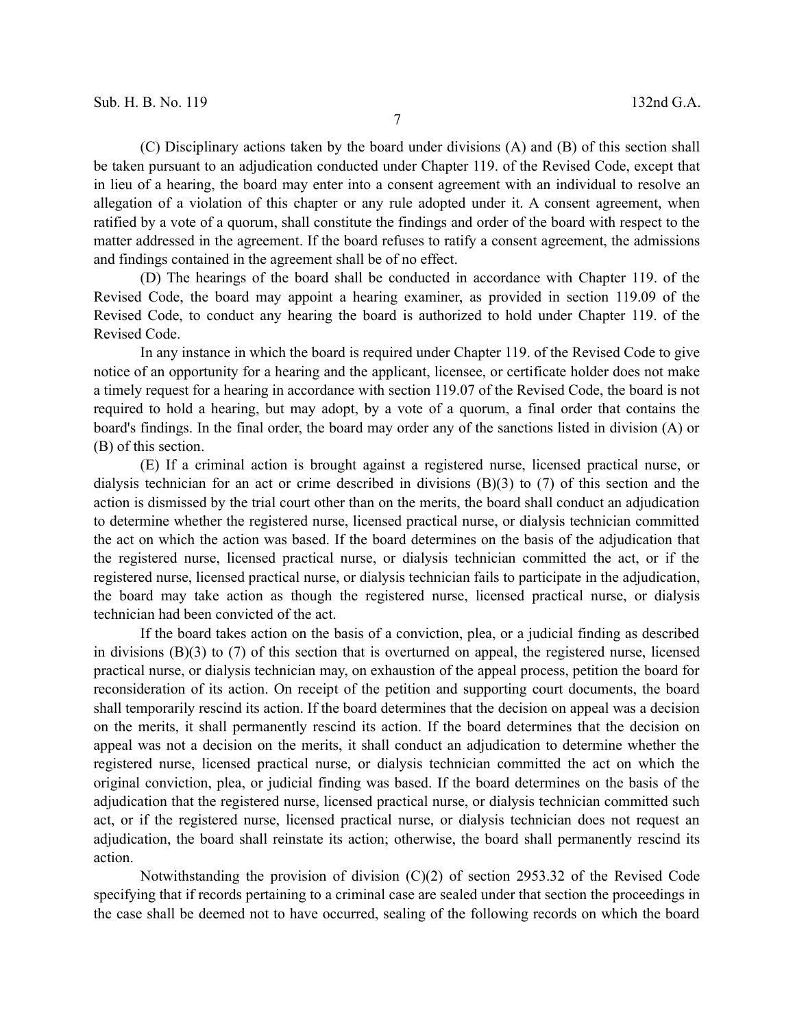(C) Disciplinary actions taken by the board under divisions (A) and (B) of this section shall be taken pursuant to an adjudication conducted under Chapter 119. of the Revised Code, except that in lieu of a hearing, the board may enter into a consent agreement with an individual to resolve an allegation of a violation of this chapter or any rule adopted under it. A consent agreement, when ratified by a vote of a quorum, shall constitute the findings and order of the board with respect to the matter addressed in the agreement. If the board refuses to ratify a consent agreement, the admissions and findings contained in the agreement shall be of no effect.

(D) The hearings of the board shall be conducted in accordance with Chapter 119. of the Revised Code, the board may appoint a hearing examiner, as provided in section 119.09 of the Revised Code, to conduct any hearing the board is authorized to hold under Chapter 119. of the Revised Code.

In any instance in which the board is required under Chapter 119. of the Revised Code to give notice of an opportunity for a hearing and the applicant, licensee, or certificate holder does not make a timely request for a hearing in accordance with section 119.07 of the Revised Code, the board is not required to hold a hearing, but may adopt, by a vote of a quorum, a final order that contains the board's findings. In the final order, the board may order any of the sanctions listed in division (A) or (B) of this section.

(E) If a criminal action is brought against a registered nurse, licensed practical nurse, or dialysis technician for an act or crime described in divisions (B)(3) to (7) of this section and the action is dismissed by the trial court other than on the merits, the board shall conduct an adjudication to determine whether the registered nurse, licensed practical nurse, or dialysis technician committed the act on which the action was based. If the board determines on the basis of the adjudication that the registered nurse, licensed practical nurse, or dialysis technician committed the act, or if the registered nurse, licensed practical nurse, or dialysis technician fails to participate in the adjudication, the board may take action as though the registered nurse, licensed practical nurse, or dialysis technician had been convicted of the act.

If the board takes action on the basis of a conviction, plea, or a judicial finding as described in divisions (B)(3) to (7) of this section that is overturned on appeal, the registered nurse, licensed practical nurse, or dialysis technician may, on exhaustion of the appeal process, petition the board for reconsideration of its action. On receipt of the petition and supporting court documents, the board shall temporarily rescind its action. If the board determines that the decision on appeal was a decision on the merits, it shall permanently rescind its action. If the board determines that the decision on appeal was not a decision on the merits, it shall conduct an adjudication to determine whether the registered nurse, licensed practical nurse, or dialysis technician committed the act on which the original conviction, plea, or judicial finding was based. If the board determines on the basis of the adjudication that the registered nurse, licensed practical nurse, or dialysis technician committed such act, or if the registered nurse, licensed practical nurse, or dialysis technician does not request an adjudication, the board shall reinstate its action; otherwise, the board shall permanently rescind its action.

Notwithstanding the provision of division (C)(2) of section 2953.32 of the Revised Code specifying that if records pertaining to a criminal case are sealed under that section the proceedings in the case shall be deemed not to have occurred, sealing of the following records on which the board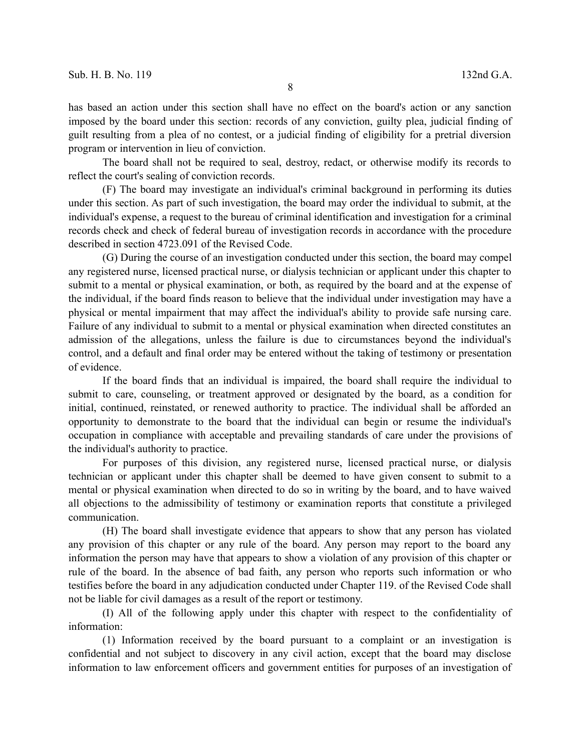has based an action under this section shall have no effect on the board's action or any sanction imposed by the board under this section: records of any conviction, guilty plea, judicial finding of guilt resulting from a plea of no contest, or a judicial finding of eligibility for a pretrial diversion program or intervention in lieu of conviction.

The board shall not be required to seal, destroy, redact, or otherwise modify its records to reflect the court's sealing of conviction records.

(F) The board may investigate an individual's criminal background in performing its duties under this section. As part of such investigation, the board may order the individual to submit, at the individual's expense, a request to the bureau of criminal identification and investigation for a criminal records check and check of federal bureau of investigation records in accordance with the procedure described in section 4723.091 of the Revised Code.

(G) During the course of an investigation conducted under this section, the board may compel any registered nurse, licensed practical nurse, or dialysis technician or applicant under this chapter to submit to a mental or physical examination, or both, as required by the board and at the expense of the individual, if the board finds reason to believe that the individual under investigation may have a physical or mental impairment that may affect the individual's ability to provide safe nursing care. Failure of any individual to submit to a mental or physical examination when directed constitutes an admission of the allegations, unless the failure is due to circumstances beyond the individual's control, and a default and final order may be entered without the taking of testimony or presentation of evidence.

If the board finds that an individual is impaired, the board shall require the individual to submit to care, counseling, or treatment approved or designated by the board, as a condition for initial, continued, reinstated, or renewed authority to practice. The individual shall be afforded an opportunity to demonstrate to the board that the individual can begin or resume the individual's occupation in compliance with acceptable and prevailing standards of care under the provisions of the individual's authority to practice.

For purposes of this division, any registered nurse, licensed practical nurse, or dialysis technician or applicant under this chapter shall be deemed to have given consent to submit to a mental or physical examination when directed to do so in writing by the board, and to have waived all objections to the admissibility of testimony or examination reports that constitute a privileged communication.

(H) The board shall investigate evidence that appears to show that any person has violated any provision of this chapter or any rule of the board. Any person may report to the board any information the person may have that appears to show a violation of any provision of this chapter or rule of the board. In the absence of bad faith, any person who reports such information or who testifies before the board in any adjudication conducted under Chapter 119. of the Revised Code shall not be liable for civil damages as a result of the report or testimony.

(I) All of the following apply under this chapter with respect to the confidentiality of information:

(1) Information received by the board pursuant to a complaint or an investigation is confidential and not subject to discovery in any civil action, except that the board may disclose information to law enforcement officers and government entities for purposes of an investigation of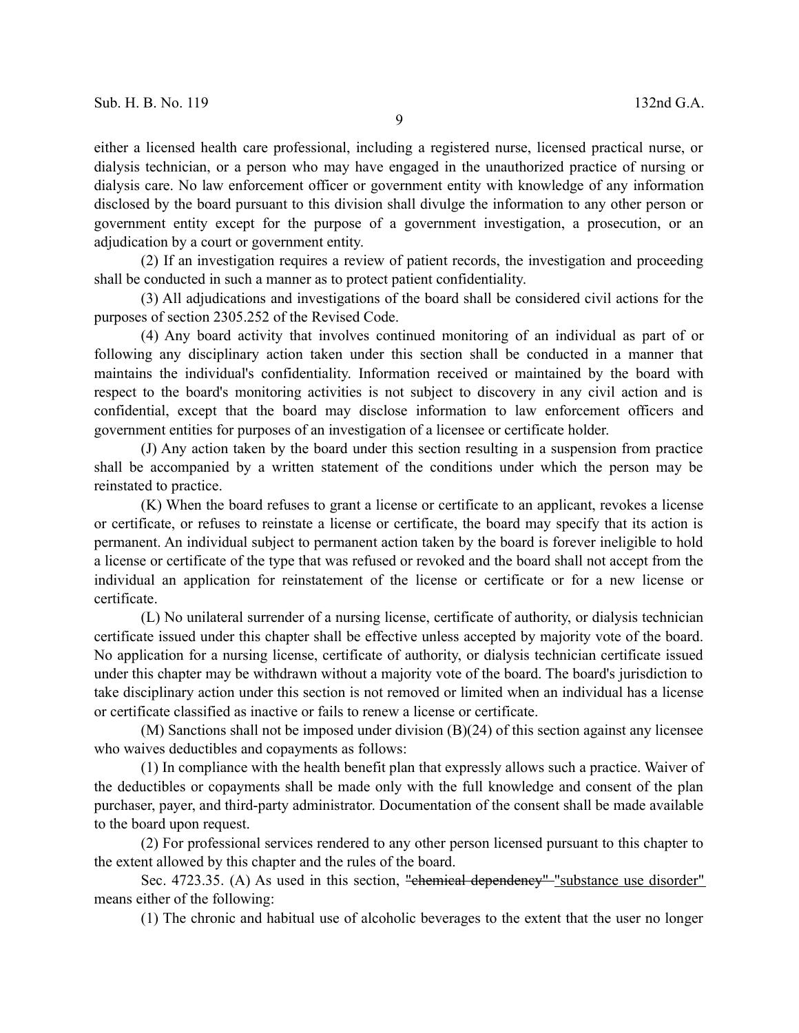either a licensed health care professional, including a registered nurse, licensed practical nurse, or dialysis technician, or a person who may have engaged in the unauthorized practice of nursing or dialysis care. No law enforcement officer or government entity with knowledge of any information disclosed by the board pursuant to this division shall divulge the information to any other person or government entity except for the purpose of a government investigation, a prosecution, or an adjudication by a court or government entity.

(2) If an investigation requires a review of patient records, the investigation and proceeding shall be conducted in such a manner as to protect patient confidentiality.

(3) All adjudications and investigations of the board shall be considered civil actions for the purposes of section 2305.252 of the Revised Code.

(4) Any board activity that involves continued monitoring of an individual as part of or following any disciplinary action taken under this section shall be conducted in a manner that maintains the individual's confidentiality. Information received or maintained by the board with respect to the board's monitoring activities is not subject to discovery in any civil action and is confidential, except that the board may disclose information to law enforcement officers and government entities for purposes of an investigation of a licensee or certificate holder.

(J) Any action taken by the board under this section resulting in a suspension from practice shall be accompanied by a written statement of the conditions under which the person may be reinstated to practice.

(K) When the board refuses to grant a license or certificate to an applicant, revokes a license or certificate, or refuses to reinstate a license or certificate, the board may specify that its action is permanent. An individual subject to permanent action taken by the board is forever ineligible to hold a license or certificate of the type that was refused or revoked and the board shall not accept from the individual an application for reinstatement of the license or certificate or for a new license or certificate.

(L) No unilateral surrender of a nursing license, certificate of authority, or dialysis technician certificate issued under this chapter shall be effective unless accepted by majority vote of the board. No application for a nursing license, certificate of authority, or dialysis technician certificate issued under this chapter may be withdrawn without a majority vote of the board. The board's jurisdiction to take disciplinary action under this section is not removed or limited when an individual has a license or certificate classified as inactive or fails to renew a license or certificate.

(M) Sanctions shall not be imposed under division (B)(24) of this section against any licensee who waives deductibles and copayments as follows:

(1) In compliance with the health benefit plan that expressly allows such a practice. Waiver of the deductibles or copayments shall be made only with the full knowledge and consent of the plan purchaser, payer, and third-party administrator. Documentation of the consent shall be made available to the board upon request.

(2) For professional services rendered to any other person licensed pursuant to this chapter to the extent allowed by this chapter and the rules of the board.

Sec. 4723.35. (A) As used in this section, ~~"chemical dependency"~~ "substance use disorder" means either of the following:

(1) The chronic and habitual use of alcoholic beverages to the extent that the user no longer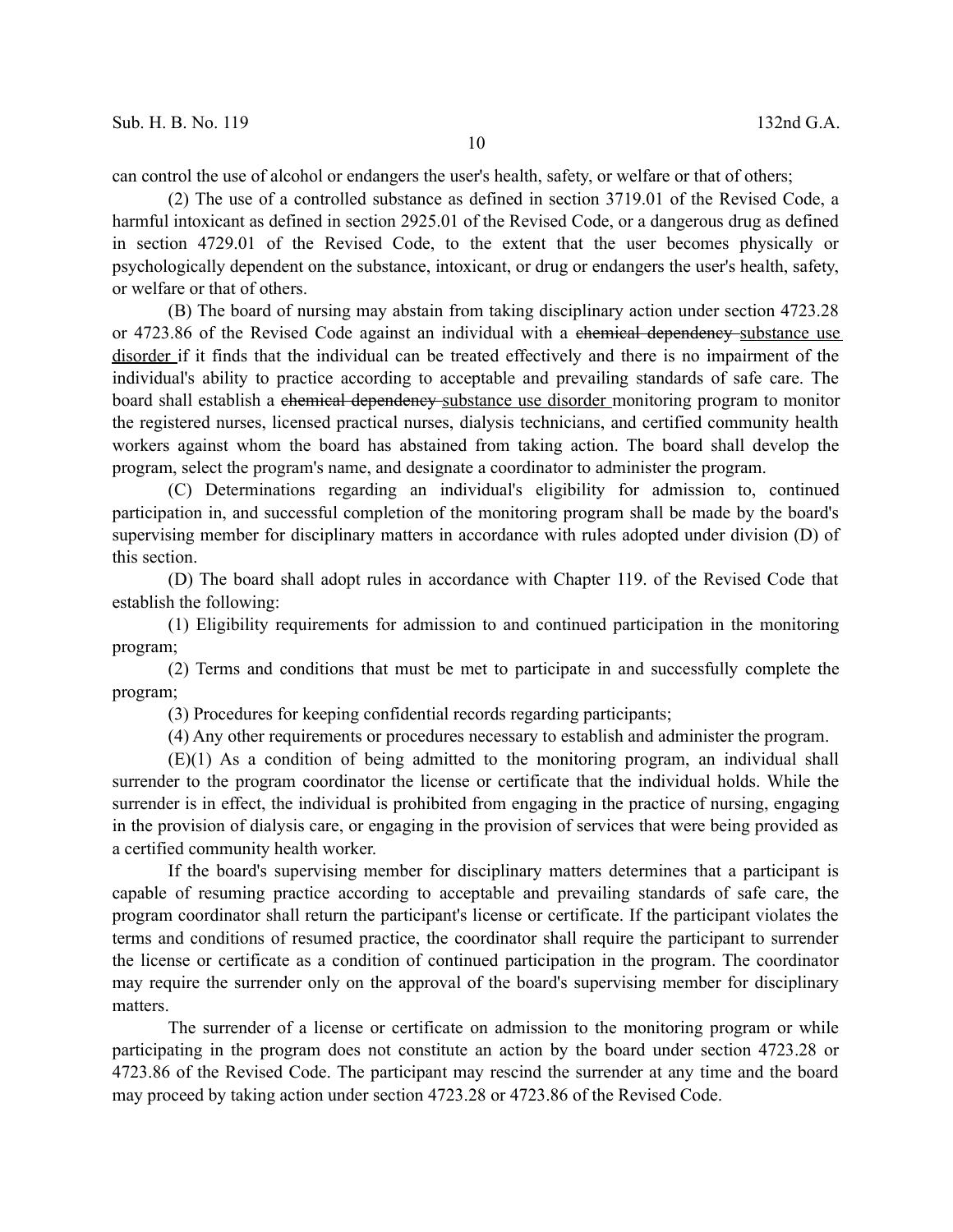can control the use of alcohol or endangers the user's health, safety, or welfare or that of others;

(2) The use of a controlled substance as defined in section 3719.01 of the Revised Code, a harmful intoxicant as defined in section 2925.01 of the Revised Code, or a dangerous drug as defined in section 4729.01 of the Revised Code, to the extent that the user becomes physically or psychologically dependent on the substance, intoxicant, or drug or endangers the user's health, safety, or welfare or that of others.

(B) The board of nursing may abstain from taking disciplinary action under section 4723.28 or 4723.86 of the Revised Code against an individual with a ~~chemical dependency~~ <u>substance use disorder</u> if it finds that the individual can be treated effectively and there is no impairment of the individual's ability to practice according to acceptable and prevailing standards of safe care. The board shall establish a ~~chemical dependency~~ <u>substance use disorder</u> monitoring program to monitor the registered nurses, licensed practical nurses, dialysis technicians, and certified community health workers against whom the board has abstained from taking action. The board shall develop the program, select the program's name, and designate a coordinator to administer the program.

(C) Determinations regarding an individual's eligibility for admission to, continued participation in, and successful completion of the monitoring program shall be made by the board's supervising member for disciplinary matters in accordance with rules adopted under division (D) of this section.

(D) The board shall adopt rules in accordance with Chapter 119. of the Revised Code that establish the following:

(1) Eligibility requirements for admission to and continued participation in the monitoring program;

(2) Terms and conditions that must be met to participate in and successfully complete the program;

(3) Procedures for keeping confidential records regarding participants;

(4) Any other requirements or procedures necessary to establish and administer the program.

(E)(1) As a condition of being admitted to the monitoring program, an individual shall surrender to the program coordinator the license or certificate that the individual holds. While the surrender is in effect, the individual is prohibited from engaging in the practice of nursing, engaging in the provision of dialysis care, or engaging in the provision of services that were being provided as a certified community health worker.

If the board's supervising member for disciplinary matters determines that a participant is capable of resuming practice according to acceptable and prevailing standards of safe care, the program coordinator shall return the participant's license or certificate. If the participant violates the terms and conditions of resumed practice, the coordinator shall require the participant to surrender the license or certificate as a condition of continued participation in the program. The coordinator may require the surrender only on the approval of the board's supervising member for disciplinary matters.

The surrender of a license or certificate on admission to the monitoring program or while participating in the program does not constitute an action by the board under section 4723.28 or 4723.86 of the Revised Code. The participant may rescind the surrender at any time and the board may proceed by taking action under section 4723.28 or 4723.86 of the Revised Code.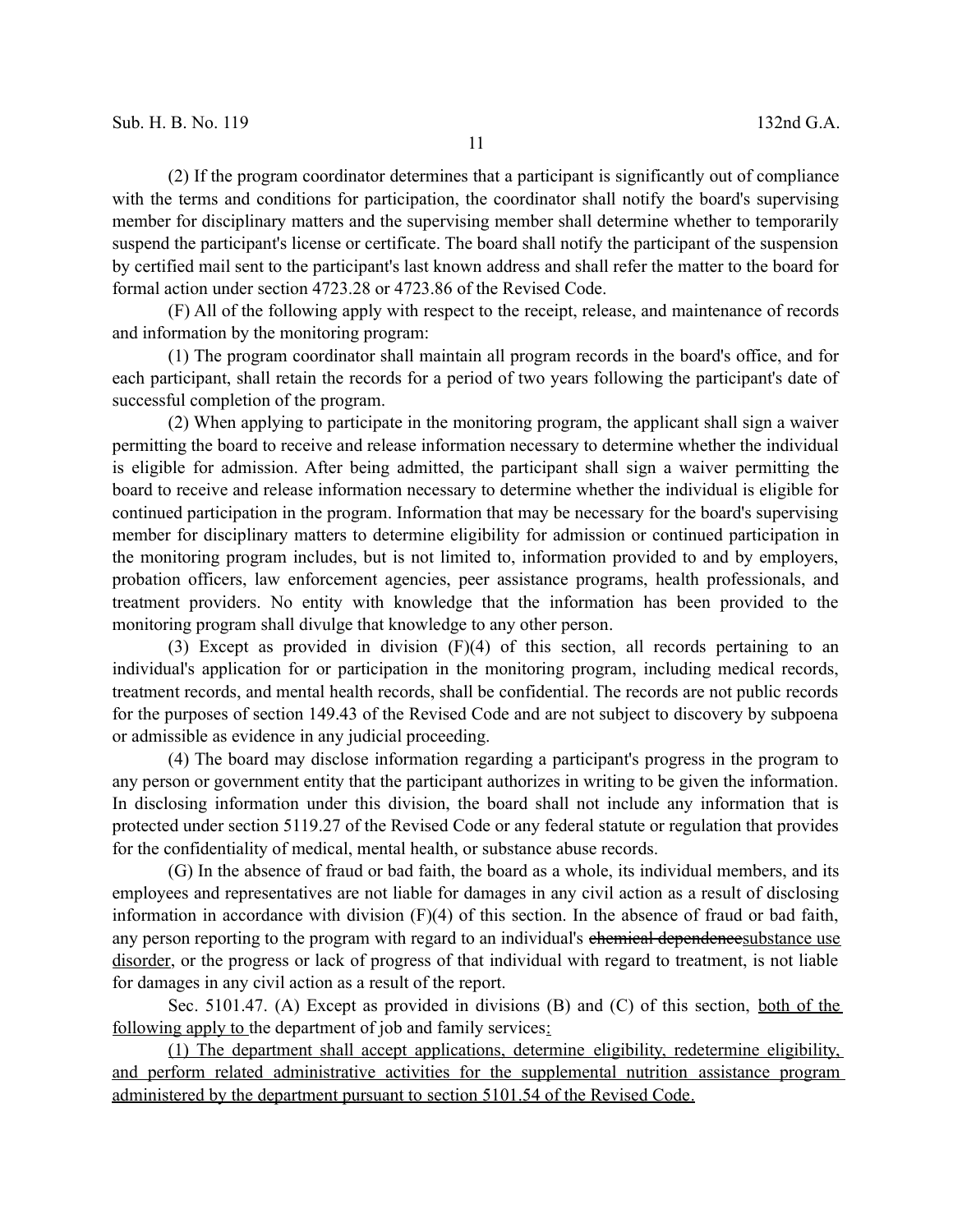(2) If the program coordinator determines that a participant is significantly out of compliance with the terms and conditions for participation, the coordinator shall notify the board's supervising member for disciplinary matters and the supervising member shall determine whether to temporarily suspend the participant's license or certificate. The board shall notify the participant of the suspension by certified mail sent to the participant's last known address and shall refer the matter to the board for formal action under section 4723.28 or 4723.86 of the Revised Code.

(F) All of the following apply with respect to the receipt, release, and maintenance of records and information by the monitoring program:

(1) The program coordinator shall maintain all program records in the board's office, and for each participant, shall retain the records for a period of two years following the participant's date of successful completion of the program.

(2) When applying to participate in the monitoring program, the applicant shall sign a waiver permitting the board to receive and release information necessary to determine whether the individual is eligible for admission. After being admitted, the participant shall sign a waiver permitting the board to receive and release information necessary to determine whether the individual is eligible for continued participation in the program. Information that may be necessary for the board's supervising member for disciplinary matters to determine eligibility for admission or continued participation in the monitoring program includes, but is not limited to, information provided to and by employers, probation officers, law enforcement agencies, peer assistance programs, health professionals, and treatment providers. No entity with knowledge that the information has been provided to the monitoring program shall divulge that knowledge to any other person.

(3) Except as provided in division (F)(4) of this section, all records pertaining to an individual's application for or participation in the monitoring program, including medical records, treatment records, and mental health records, shall be confidential. The records are not public records for the purposes of section 149.43 of the Revised Code and are not subject to discovery by subpoena or admissible as evidence in any judicial proceeding.

(4) The board may disclose information regarding a participant's progress in the program to any person or government entity that the participant authorizes in writing to be given the information. In disclosing information under this division, the board shall not include any information that is protected under section 5119.27 of the Revised Code or any federal statute or regulation that provides for the confidentiality of medical, mental health, or substance abuse records.

(G) In the absence of fraud or bad faith, the board as a whole, its individual members, and its employees and representatives are not liable for damages in any civil action as a result of disclosing information in accordance with division (F)(4) of this section. In the absence of fraud or bad faith, any person reporting to the program with regard to an individual's ~~chemical dependence~~<u>substance use disorder</u>, or the progress or lack of progress of that individual with regard to treatment, is not liable for damages in any civil action as a result of the report.

Sec. 5101.47. (A) Except as provided in divisions (B) and (C) of this section, <u>both of the following apply to</u> the department of job and family services<u>:</u>

<u>(1) The department shall accept applications, determine eligibility, redetermine eligibility, and perform related administrative activities for the supplemental nutrition assistance program administered by the department pursuant to section 5101.54 of the Revised Code.</u>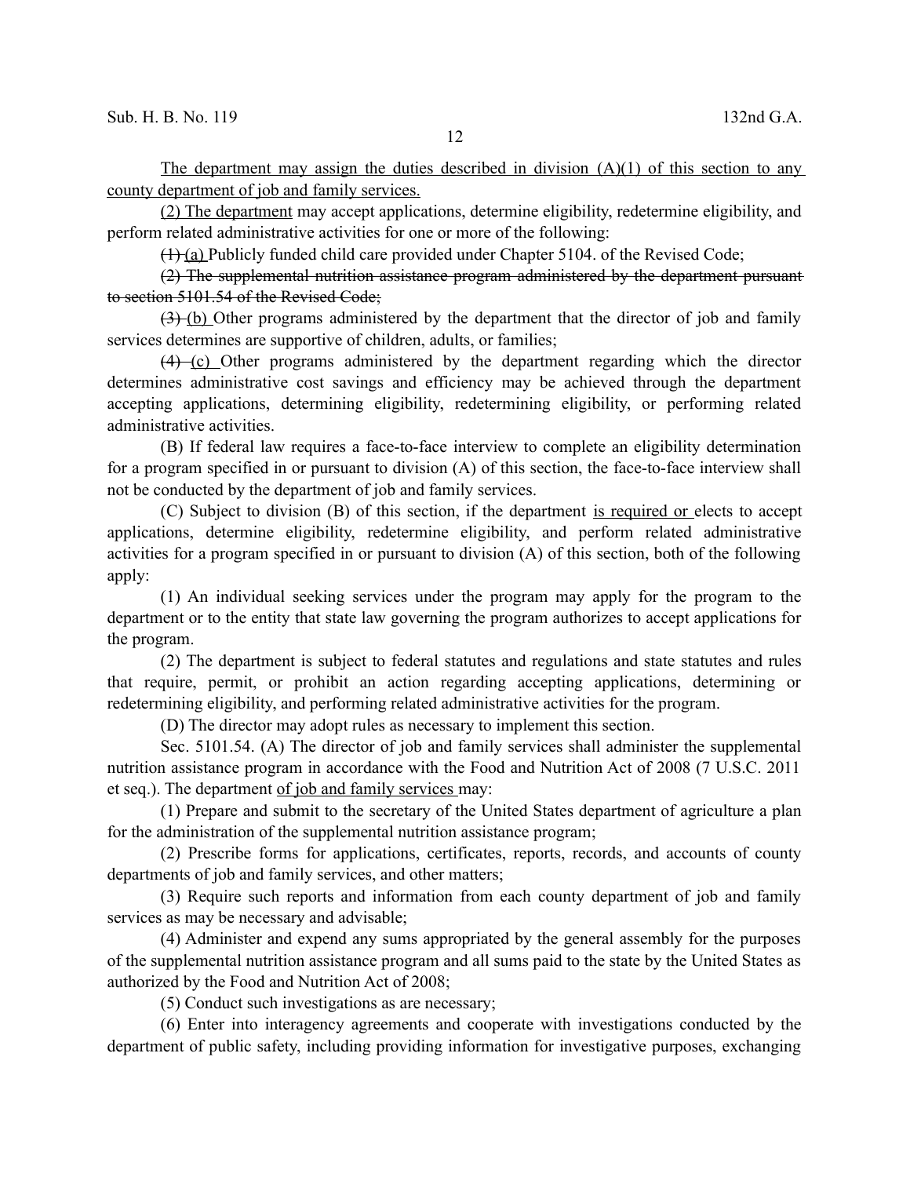The department may assign the duties described in division (A)(1) of this section to any county department of job and family services.

(2) The department may accept applications, determine eligibility, redetermine eligibility, and perform related administrative activities for one or more of the following:

~~(1)~~ (a) Publicly funded child care provided under Chapter 5104. of the Revised Code;

~~(2) The supplemental nutrition assistance program administered by the department pursuant to section 5101.54 of the Revised Code;~~

~~(3)~~ (b) Other programs administered by the department that the director of job and family services determines are supportive of children, adults, or families;

~~(4)~~ (c) Other programs administered by the department regarding which the director determines administrative cost savings and efficiency may be achieved through the department accepting applications, determining eligibility, redetermining eligibility, or performing related administrative activities.

(B) If federal law requires a face-to-face interview to complete an eligibility determination for a program specified in or pursuant to division (A) of this section, the face-to-face interview shall not be conducted by the department of job and family services.

(C) Subject to division (B) of this section, if the department is required or elects to accept applications, determine eligibility, redetermine eligibility, and perform related administrative activities for a program specified in or pursuant to division (A) of this section, both of the following apply:

(1) An individual seeking services under the program may apply for the program to the department or to the entity that state law governing the program authorizes to accept applications for the program.

(2) The department is subject to federal statutes and regulations and state statutes and rules that require, permit, or prohibit an action regarding accepting applications, determining or redetermining eligibility, and performing related administrative activities for the program.

(D) The director may adopt rules as necessary to implement this section.

Sec. 5101.54. (A) The director of job and family services shall administer the supplemental nutrition assistance program in accordance with the Food and Nutrition Act of 2008 (7 U.S.C. 2011 et seq.). The department of job and family services may:

(1) Prepare and submit to the secretary of the United States department of agriculture a plan for the administration of the supplemental nutrition assistance program;

(2) Prescribe forms for applications, certificates, reports, records, and accounts of county departments of job and family services, and other matters;

(3) Require such reports and information from each county department of job and family services as may be necessary and advisable;

(4) Administer and expend any sums appropriated by the general assembly for the purposes of the supplemental nutrition assistance program and all sums paid to the state by the United States as authorized by the Food and Nutrition Act of 2008;

(5) Conduct such investigations as are necessary;

(6) Enter into interagency agreements and cooperate with investigations conducted by the department of public safety, including providing information for investigative purposes, exchanging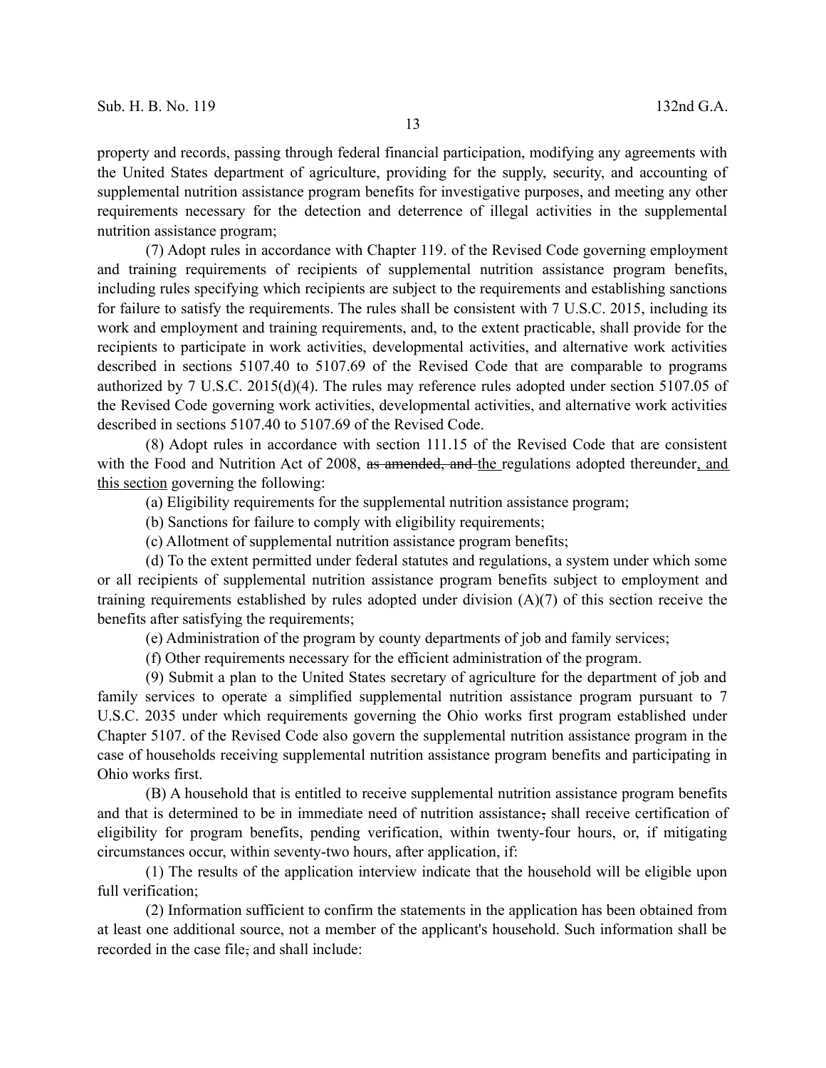property and records, passing through federal financial participation, modifying any agreements with the United States department of agriculture, providing for the supply, security, and accounting of supplemental nutrition assistance program benefits for investigative purposes, and meeting any other requirements necessary for the detection and deterrence of illegal activities in the supplemental nutrition assistance program;

(7) Adopt rules in accordance with Chapter 119. of the Revised Code governing employment and training requirements of recipients of supplemental nutrition assistance program benefits, including rules specifying which recipients are subject to the requirements and establishing sanctions for failure to satisfy the requirements. The rules shall be consistent with 7 U.S.C. 2015, including its work and employment and training requirements, and, to the extent practicable, shall provide for the recipients to participate in work activities, developmental activities, and alternative work activities described in sections 5107.40 to 5107.69 of the Revised Code that are comparable to programs authorized by 7 U.S.C. 2015(d)(4). The rules may reference rules adopted under section 5107.05 of the Revised Code governing work activities, developmental activities, and alternative work activities described in sections 5107.40 to 5107.69 of the Revised Code.

(8) Adopt rules in accordance with section 111.15 of the Revised Code that are consistent with the Food and Nutrition Act of 2008, ~~as amended, and~~ the regulations adopted thereunder, and this section governing the following:

(a) Eligibility requirements for the supplemental nutrition assistance program;

(b) Sanctions for failure to comply with eligibility requirements;

(c) Allotment of supplemental nutrition assistance program benefits;

(d) To the extent permitted under federal statutes and regulations, a system under which some or all recipients of supplemental nutrition assistance program benefits subject to employment and training requirements established by rules adopted under division (A)(7) of this section receive the benefits after satisfying the requirements;

(e) Administration of the program by county departments of job and family services;

(f) Other requirements necessary for the efficient administration of the program.

(9) Submit a plan to the United States secretary of agriculture for the department of job and family services to operate a simplified supplemental nutrition assistance program pursuant to 7 U.S.C. 2035 under which requirements governing the Ohio works first program established under Chapter 5107. of the Revised Code also govern the supplemental nutrition assistance program in the case of households receiving supplemental nutrition assistance program benefits and participating in Ohio works first.

(B) A household that is entitled to receive supplemental nutrition assistance program benefits and that is determined to be in immediate need of nutrition assistance~~,~~ shall receive certification of eligibility for program benefits, pending verification, within twenty-four hours, or, if mitigating circumstances occur, within seventy-two hours, after application, if:

(1) The results of the application interview indicate that the household will be eligible upon full verification;

(2) Information sufficient to confirm the statements in the application has been obtained from at least one additional source, not a member of the applicant's household. Such information shall be recorded in the case file~~,~~ and shall include: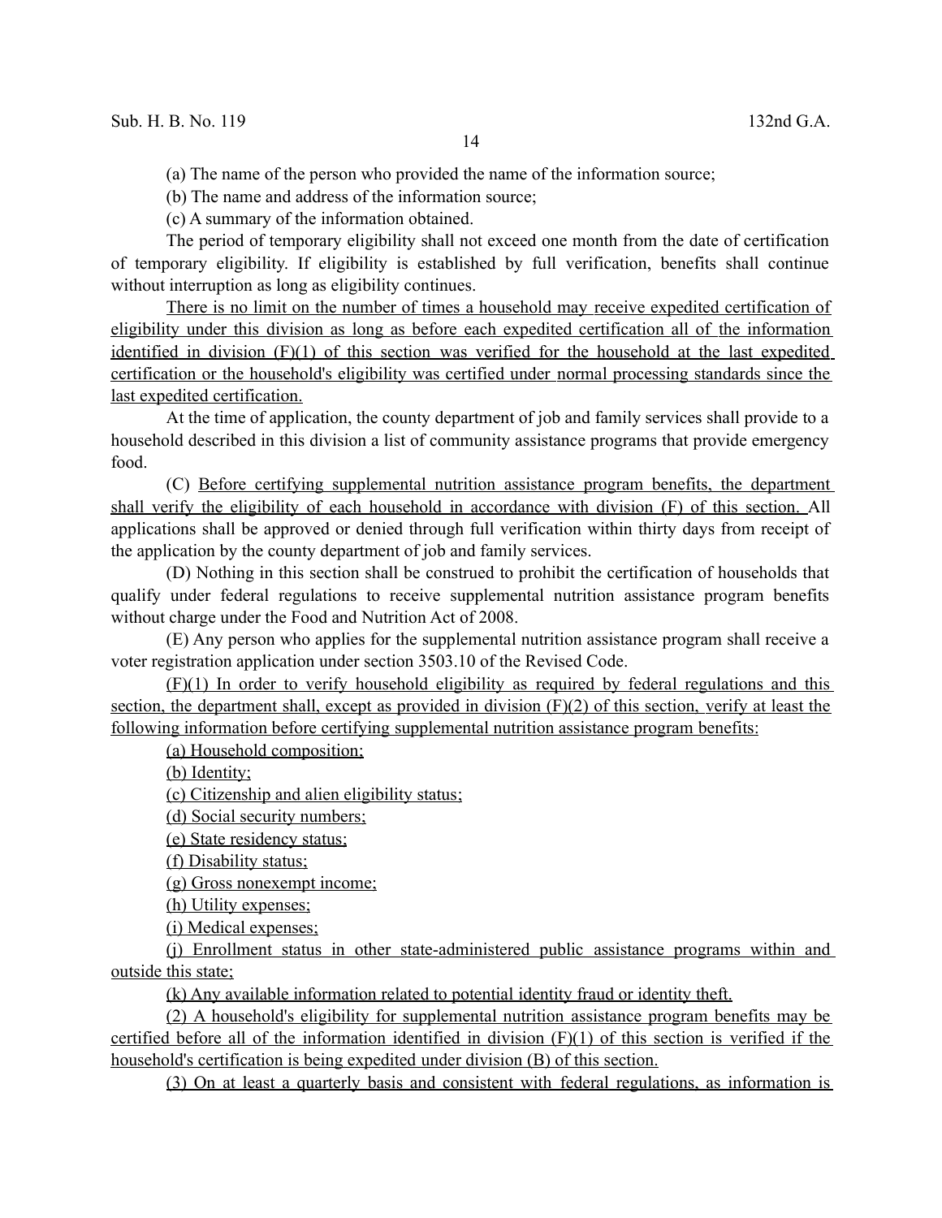(a) The name of the person who provided the name of the information source;

(b) The name and address of the information source;

(c) A summary of the information obtained.

The period of temporary eligibility shall not exceed one month from the date of certification of temporary eligibility. If eligibility is established by full verification, benefits shall continue without interruption as long as eligibility continues.

There is no limit on the number of times a household may receive expedited certification of eligibility under this division as long as before each expedited certification all of the information identified in division (F)(1) of this section was verified for the household at the last expedited certification or the household's eligibility was certified under normal processing standards since the last expedited certification.

At the time of application, the county department of job and family services shall provide to a household described in this division a list of community assistance programs that provide emergency food.

(C) Before certifying supplemental nutrition assistance program benefits, the department shall verify the eligibility of each household in accordance with division (F) of this section. All applications shall be approved or denied through full verification within thirty days from receipt of the application by the county department of job and family services.

(D) Nothing in this section shall be construed to prohibit the certification of households that qualify under federal regulations to receive supplemental nutrition assistance program benefits without charge under the Food and Nutrition Act of 2008.

(E) Any person who applies for the supplemental nutrition assistance program shall receive a voter registration application under section 3503.10 of the Revised Code.

(F)(1) In order to verify household eligibility as required by federal regulations and this section, the department shall, except as provided in division (F)(2) of this section, verify at least the following information before certifying supplemental nutrition assistance program benefits:

(a) Household composition;

(b) Identity;

(c) Citizenship and alien eligibility status;

(d) Social security numbers;

(e) State residency status;

(f) Disability status;

(g) Gross nonexempt income;

(h) Utility expenses;

(i) Medical expenses;

(j) Enrollment status in other state-administered public assistance programs within and outside this state;

(k) Any available information related to potential identity fraud or identity theft.

(2) A household's eligibility for supplemental nutrition assistance program benefits may be certified before all of the information identified in division (F)(1) of this section is verified if the household's certification is being expedited under division (B) of this section.

(3) On at least a quarterly basis and consistent with federal regulations, as information is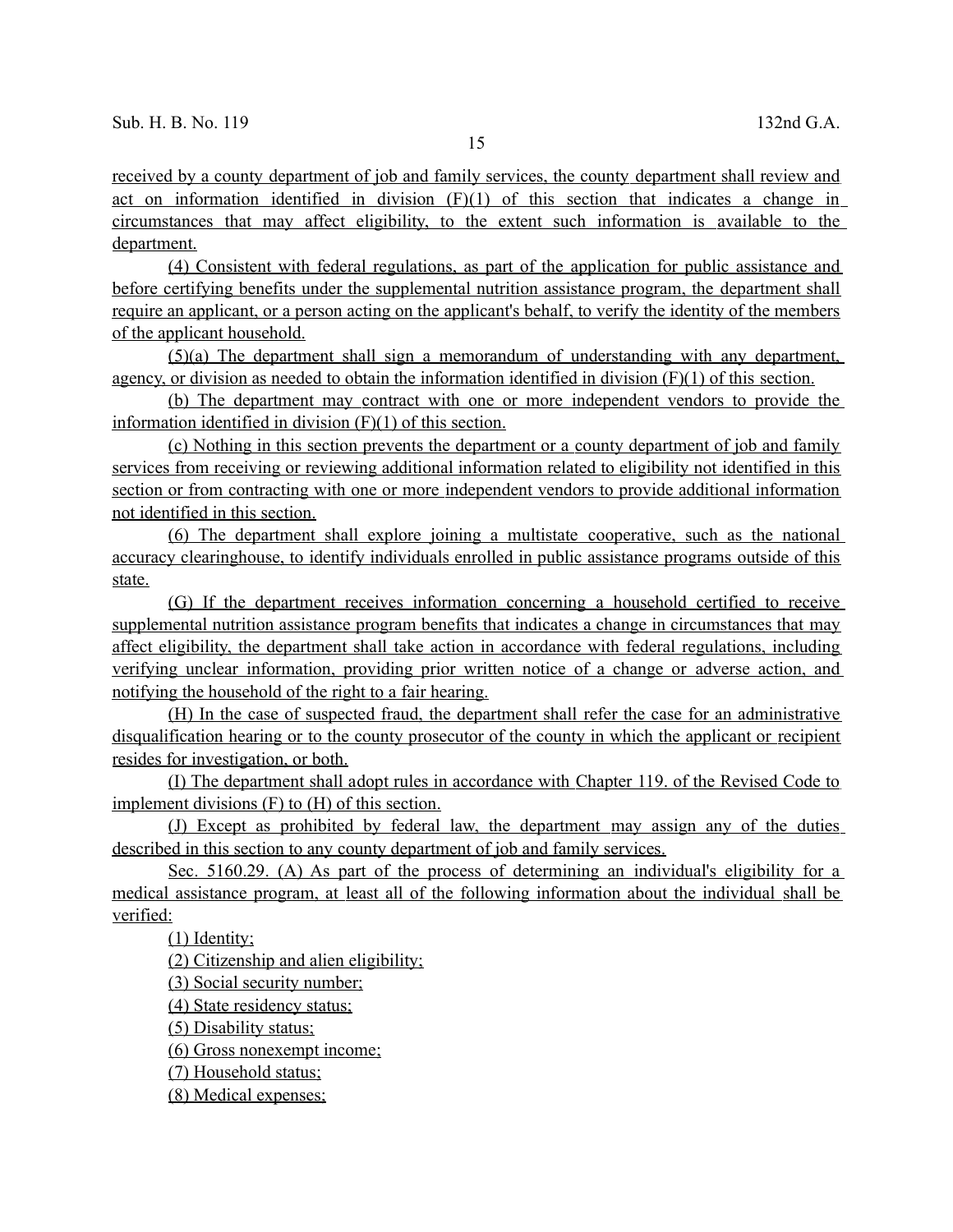received by a county department of job and family services, the county department shall review and act on information identified in division (F)(1) of this section that indicates a change in circumstances that may affect eligibility, to the extent such information is available to the department.

(4) Consistent with federal regulations, as part of the application for public assistance and before certifying benefits under the supplemental nutrition assistance program, the department shall require an applicant, or a person acting on the applicant's behalf, to verify the identity of the members of the applicant household.

(5)(a) The department shall sign a memorandum of understanding with any department, agency, or division as needed to obtain the information identified in division (F)(1) of this section.

(b) The department may contract with one or more independent vendors to provide the information identified in division (F)(1) of this section.

(c) Nothing in this section prevents the department or a county department of job and family services from receiving or reviewing additional information related to eligibility not identified in this section or from contracting with one or more independent vendors to provide additional information not identified in this section.

(6) The department shall explore joining a multistate cooperative, such as the national accuracy clearinghouse, to identify individuals enrolled in public assistance programs outside of this state.

(G) If the department receives information concerning a household certified to receive supplemental nutrition assistance program benefits that indicates a change in circumstances that may affect eligibility, the department shall take action in accordance with federal regulations, including verifying unclear information, providing prior written notice of a change or adverse action, and notifying the household of the right to a fair hearing.

(H) In the case of suspected fraud, the department shall refer the case for an administrative disqualification hearing or to the county prosecutor of the county in which the applicant or recipient resides for investigation, or both.

(I) The department shall adopt rules in accordance with Chapter 119. of the Revised Code to implement divisions (F) to (H) of this section.

(J) Except as prohibited by federal law, the department may assign any of the duties described in this section to any county department of job and family services.

Sec. 5160.29. (A) As part of the process of determining an individual's eligibility for a medical assistance program, at least all of the following information about the individual shall be verified:

(1) Identity;

(2) Citizenship and alien eligibility;

(3) Social security number;

(4) State residency status;

(5) Disability status;

(6) Gross nonexempt income;

(7) Household status;

(8) Medical expenses;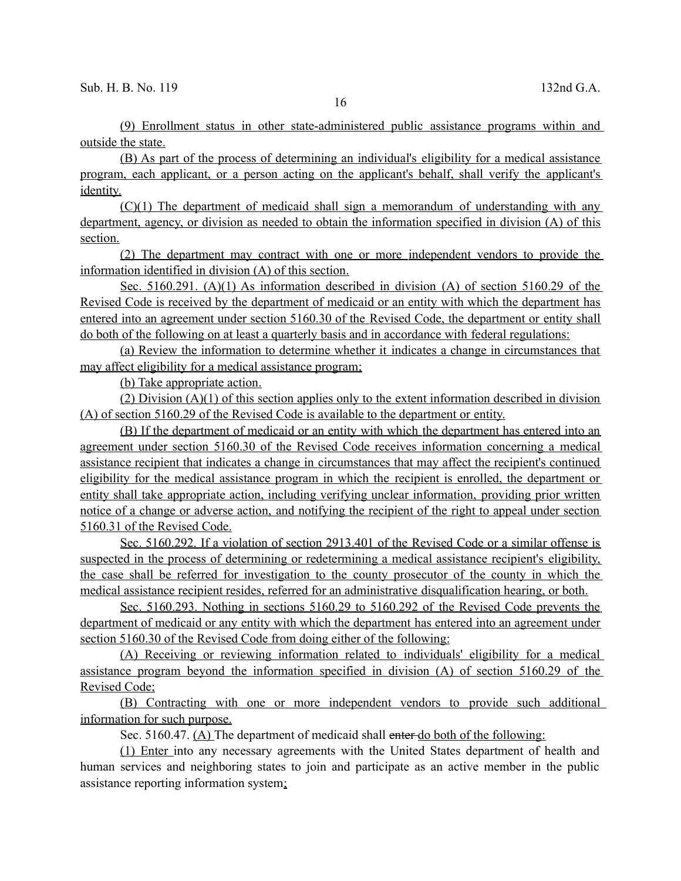(9) Enrollment status in other state-administered public assistance programs within and outside the state.

(B) As part of the process of determining an individual's eligibility for a medical assistance program, each applicant, or a person acting on the applicant's behalf, shall verify the applicant's identity.

(C)(1) The department of medicaid shall sign a memorandum of understanding with any department, agency, or division as needed to obtain the information specified in division (A) of this section.

(2) The department may contract with one or more independent vendors to provide the information identified in division (A) of this section.

Sec. 5160.291. (A)(1) As information described in division (A) of section 5160.29 of the Revised Code is received by the department of medicaid or an entity with which the department has entered into an agreement under section 5160.30 of the Revised Code, the department or entity shall do both of the following on at least a quarterly basis and in accordance with federal regulations:

(a) Review the information to determine whether it indicates a change in circumstances that may affect eligibility for a medical assistance program;

(b) Take appropriate action.

(2) Division (A)(1) of this section applies only to the extent information described in division (A) of section 5160.29 of the Revised Code is available to the department or entity.

(B) If the department of medicaid or an entity with which the department has entered into an agreement under section 5160.30 of the Revised Code receives information concerning a medical assistance recipient that indicates a change in circumstances that may affect the recipient's continued eligibility for the medical assistance program in which the recipient is enrolled, the department or entity shall take appropriate action, including verifying unclear information, providing prior written notice of a change or adverse action, and notifying the recipient of the right to appeal under section 5160.31 of the Revised Code.

Sec. 5160.292. If a violation of section 2913.401 of the Revised Code or a similar offense is suspected in the process of determining or redetermining a medical assistance recipient's eligibility, the case shall be referred for investigation to the county prosecutor of the county in which the medical assistance recipient resides, referred for an administrative disqualification hearing, or both.

Sec. 5160.293. Nothing in sections 5160.29 to 5160.292 of the Revised Code prevents the department of medicaid or any entity with which the department has entered into an agreement under section 5160.30 of the Revised Code from doing either of the following:

(A) Receiving or reviewing information related to individuals' eligibility for a medical assistance program beyond the information specified in division (A) of section 5160.29 of the Revised Code;

(B) Contracting with one or more independent vendors to provide such additional information for such purpose.

Sec. 5160.47. (A) The department of medicaid shall ~~enter~~ do both of the following:

(1) Enter into any necessary agreements with the United States department of health and human services and neighboring states to join and participate as an active member in the public assistance reporting information system;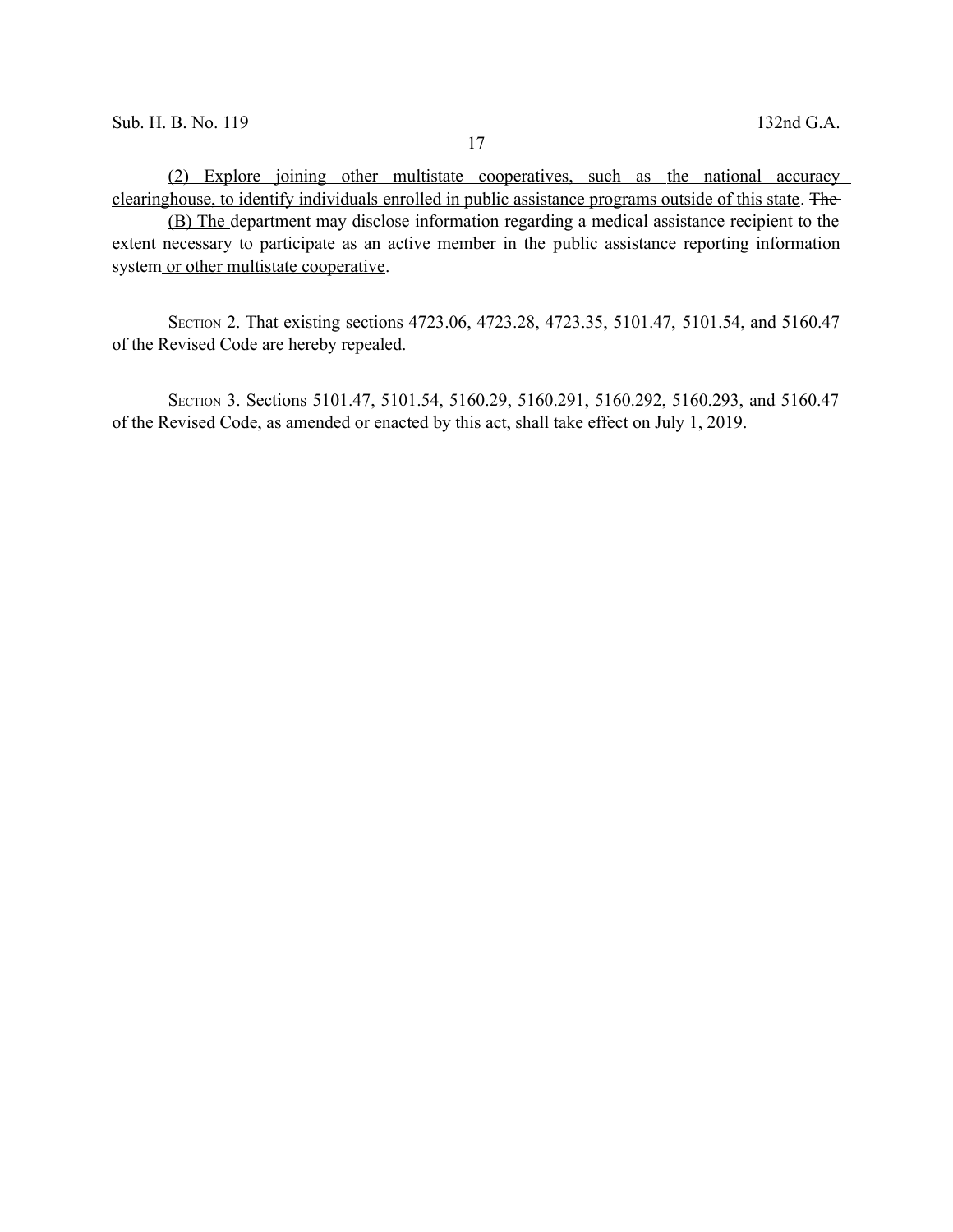(2) Explore joining other multistate cooperatives, such as the national accuracy clearinghouse, to identify individuals enrolled in public assistance programs outside of this state. ~~The~~

(B) The department may disclose information regarding a medical assistance recipient to the extent necessary to participate as an active member in the public assistance reporting information system or other multistate cooperative.

SECTION 2. That existing sections 4723.06, 4723.28, 4723.35, 5101.47, 5101.54, and 5160.47 of the Revised Code are hereby repealed.

SECTION 3. Sections 5101.47, 5101.54, 5160.29, 5160.291, 5160.292, 5160.293, and 5160.47 of the Revised Code, as amended or enacted by this act, shall take effect on July 1, 2019.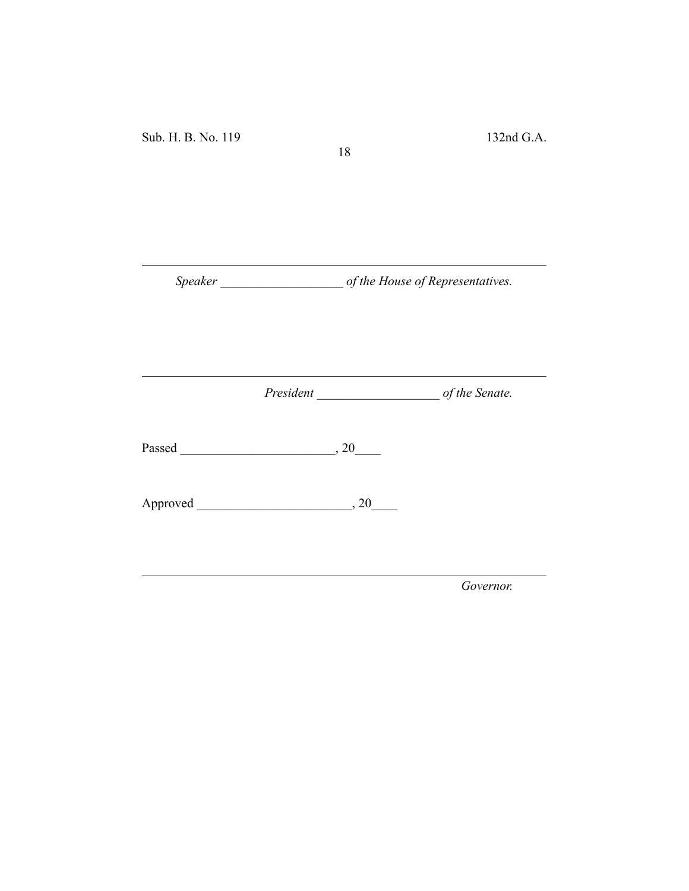---

*Speaker \_\_\_\_\_\_\_\_\_\_\_\_\_\_\_\_\_\_\_ of the House of Representatives.*

---

*President \_\_\_\_\_\_\_\_\_\_\_\_\_\_\_\_\_\_\_ of the Senate.*

Passed \_\_\_\_\_\_\_\_\_\_\_\_\_\_\_\_\_\_\_\_\_\_\_\_, 20\_\_\_\_

Approved \_\_\_\_\_\_\_\_\_\_\_\_\_\_\_\_\_\_\_\_\_\_\_\_, 20\_\_\_\_

---

*Governor.*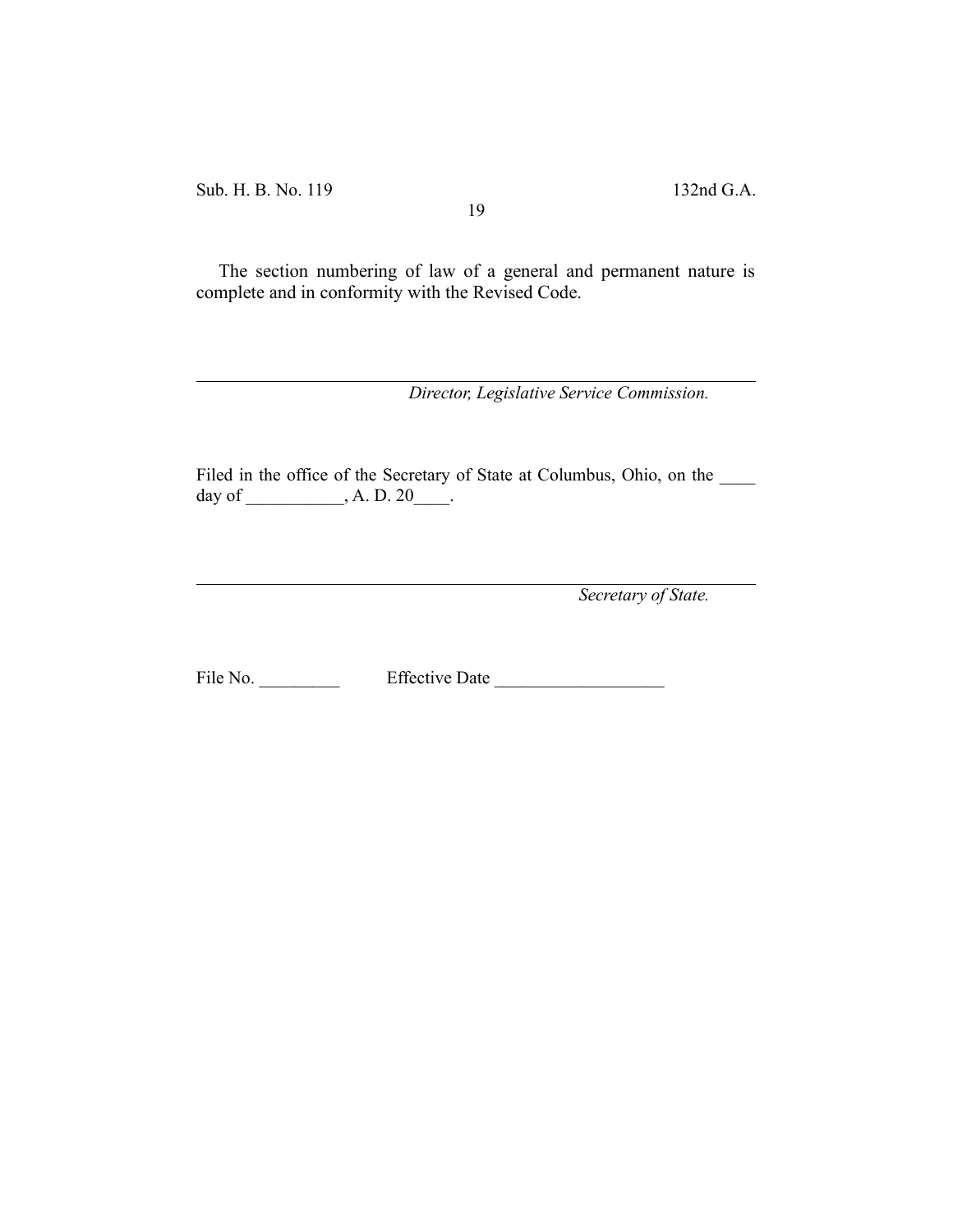The section numbering of law of a general and permanent nature is complete and in conformity with the Revised Code.

______________________________________________

*Director, Legislative Service Commission.*

Filed in the office of the Secretary of State at Columbus, Ohio, on the ____ day of ___________, A. D. 20____.

______________________________________________

*Secretary of State.*

File No. _________ Effective Date ___________________